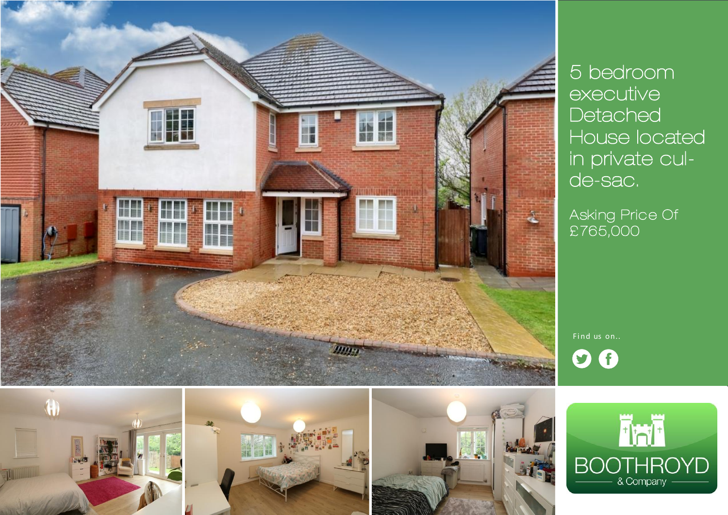# 5 bedroom executive Detached House located in private cul-de-sac.

Asking Price Of £765,000

Find us on..

BOOTHROYD & Company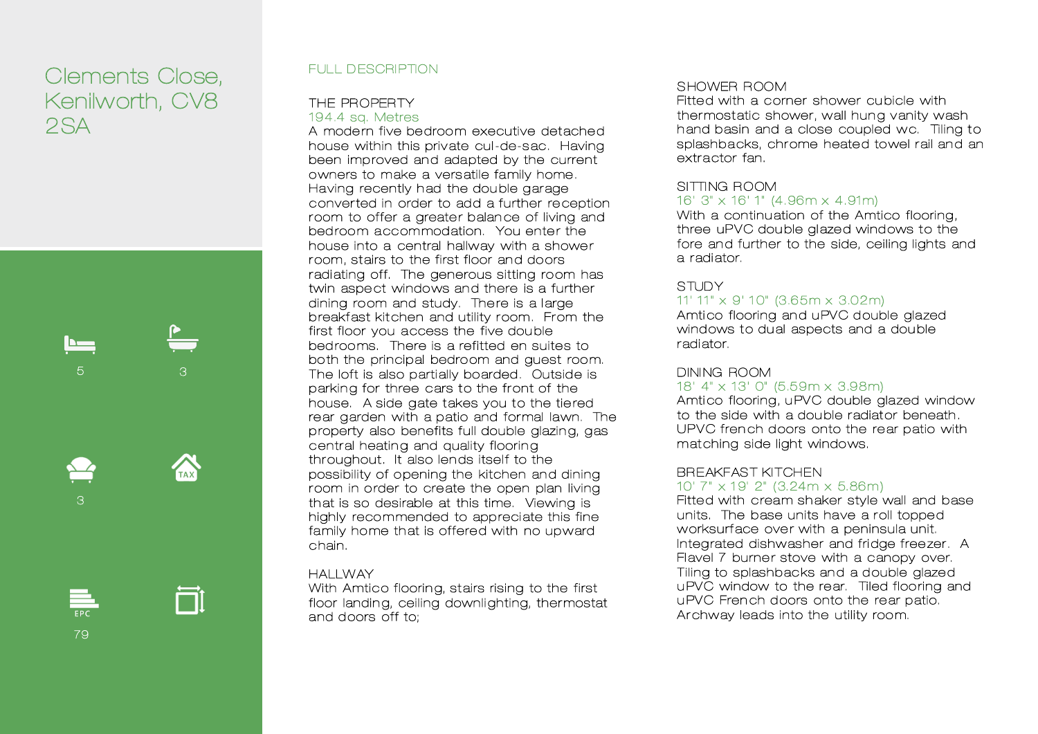# Clements Close, Kenilworth, CV8 2SA

5 3

3

EPC 79

## FULL DESCRIPTION

### THE PROPERTY

194.4 sq. Metres

A modern five bedroom executive detached house within this private cul-de-sac. Having been improved and adapted by the current owners to make a versatile family home. Having recently had the double garage converted in order to add a further reception room to offer a greater balance of living and bedroom accommodation. You enter the house into a central hallway with a shower room, stairs to the first floor and doors radiating off. The generous sitting room has twin aspect windows and there is a further dining room and study. There is a large breakfast kitchen and utility room. From the first floor you access the five double bedrooms. There is a refitted en suites to both the principal bedroom and guest room. The loft is also partially boarded. Outside is parking for three cars to the front of the house. A side gate takes you to the tiered rear garden with a patio and formal lawn. The property also benefits full double glazing, gas central heating and quality flooring throughout. It also lends itself to the possibility of opening the kitchen and dining room in order to create the open plan living that is so desirable at this time. Viewing is highly recommended to appreciate this fine family home that is offered with no upward chain.

### HALLWAY

With Amtico flooring, stairs rising to the first floor landing, ceiling downlighting, thermostat and doors off to;

### SHOWER ROOM

Fitted with a corner shower cubicle with thermostatic shower, wall hung vanity wash hand basin and a close coupled wc. Tiling to splashbacks, chrome heated towel rail and an extractor fan.

### SITTING ROOM

16' 3" x 16' 1" (4.96m x 4.91m)

With a continuation of the Amtico flooring, three uPVC double glazed windows to the fore and further to the side, ceiling lights and a radiator.

### STUDY

11' 11" x 9' 10" (3.65m x 3.02m)

Amtico flooring and uPVC double glazed windows to dual aspects and a double radiator.

### DINING ROOM

18' 4" x 13' 0" (5.59m x 3.98m)

Amtico flooring, uPVC double glazed window to the side with a double radiator beneath. UPVC french doors onto the rear patio with matching side light windows.

### BREAKFAST KITCHEN

10' 7" x 19' 2" (3.24m x 5.86m)

Fitted with cream shaker style wall and base units. The base units have a roll topped worksurface over with a peninsula unit. Integrated dishwasher and fridge freezer. A Flavel 7 burner stove with a canopy over. Tiling to splashbacks and a double glazed uPVC window to the rear. Tiled flooring and uPVC French doors onto the rear patio. Archway leads into the utility room.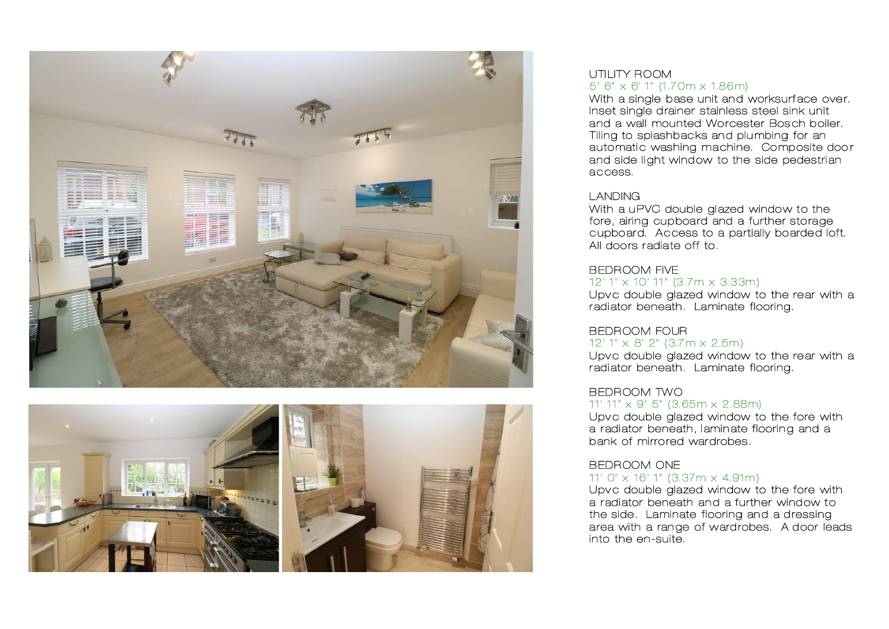## UTILITY ROOM

5' 6" x 6' 1" (1.70m x 1.86m)

With a single base unit and worksurface over. Inset single drainer stainless steel sink unit and a wall mounted Worcester Bosch boiler. Tiling to splashbacks and plumbing for an automatic washing machine. Composite door and side light window to the side pedestrian access.

## LANDING

With a uPVC double glazed window to the fore, airing cupboard and a further storage cupboard. Access to a partially boarded loft. All doors radiate off to.

## BEDROOM FIVE

12' 1" x 10' 11" (3.7m x 3.33m)

Upvc double glazed window to the rear with a radiator beneath. Laminate flooring.

## BEDROOM FOUR

12' 1" x 8' 2" (3.7m x 2.5m)

Upvc double glazed window to the rear with a radiator beneath. Laminate flooring.

## BEDROOM TWO

11' 11" x 9' 5" (3.65m x 2.88m)

Upvc double glazed window to the fore with a radiator beneath, laminate flooring and a bank of mirrored wardrobes.

## BEDROOM ONE

11' 0" x 16' 1" (3.37m x 4.91m)

Upvc double glazed window to the fore with a radiator beneath and a further window to the side. Laminate flooring and a dressing area with a range of wardrobes. A door leads into the en-suite.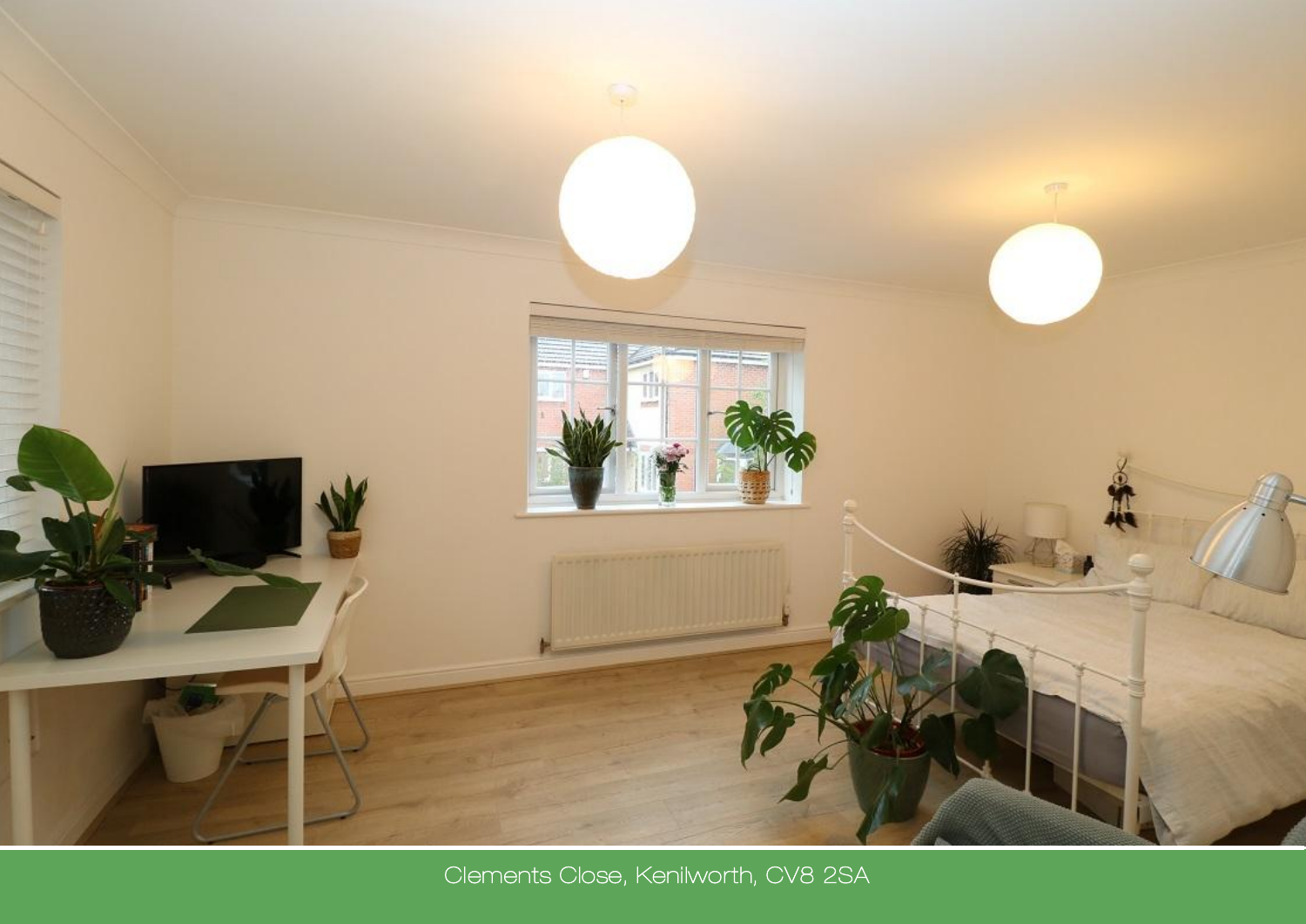Clements Close, Kenilworth, CV8 2SA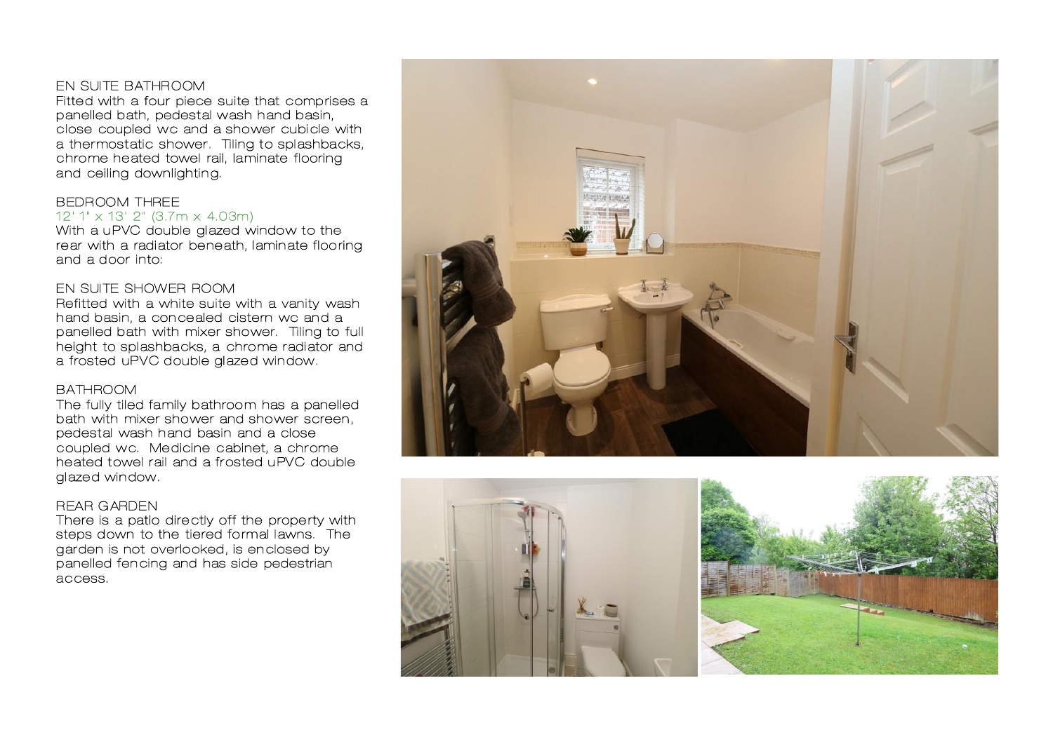EN SUITE BATHROOM

Fitted with a four piece suite that comprises a panelled bath, pedestal wash hand basin, close coupled wc and a shower cubicle with a thermostatic shower. Tiling to splashbacks, chrome heated towel rail, laminate flooring and ceiling downlighting.

BEDROOM THREE

12' 1" x 13' 2" (3.7m x 4.03m)

With a uPVC double glazed window to the rear with a radiator beneath, laminate flooring and a door into:

EN SUITE SHOWER ROOM

Refitted with a white suite with a vanity wash hand basin, a concealed cistern wc and a panelled bath with mixer shower. Tiling to full height to splashbacks, a chrome radiator and a frosted uPVC double glazed window.

BATHROOM

The fully tiled family bathroom has a panelled bath with mixer shower and shower screen, pedestal wash hand basin and a close coupled wc. Medicine cabinet, a chrome heated towel rail and a frosted uPVC double glazed window.

REAR GARDEN

There is a patio directly off the property with steps down to the tiered formal lawns. The garden is not overlooked, is enclosed by panelled fencing and has side pedestrian access.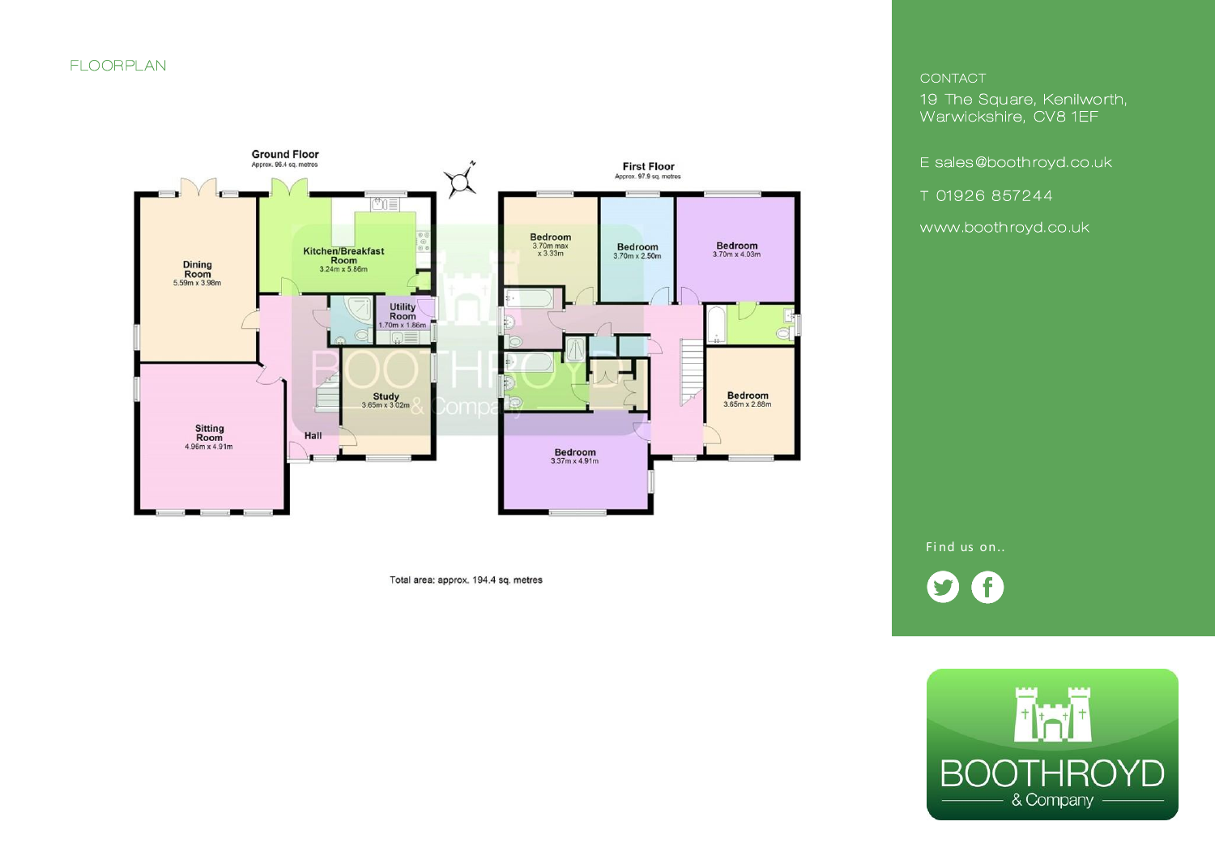FLOORPLAN

**Ground Floor**
Approx. 96.4 sq. metres

Dining Room
5.59m x 3.98m

Kitchen/Breakfast Room
3.24m x 5.86m

Utility Room
1.70m x 1.86m

Study
3.65m x 3.02m

Hall

Sitting Room
4.96m x 4.91m

**First Floor**
Approx. 97.9 sq. metres

Bedroom
3.70m max x 3.33m

Bedroom
3.70m x 2.50m

Bedroom
3.70m x 4.03m

Bedroom
3.65m x 2.88m

Bedroom
3.37m x 4.91m

Total area: approx. 194.4 sq. metres

CONTACT
19 The Square, Kenilworth,
Warwickshire, CV8 1EF

E sales@boothroyd.co.uk

T 01926 857244

www.boothroyd.co.uk

Find us on..

BOOTHROYD
& Company